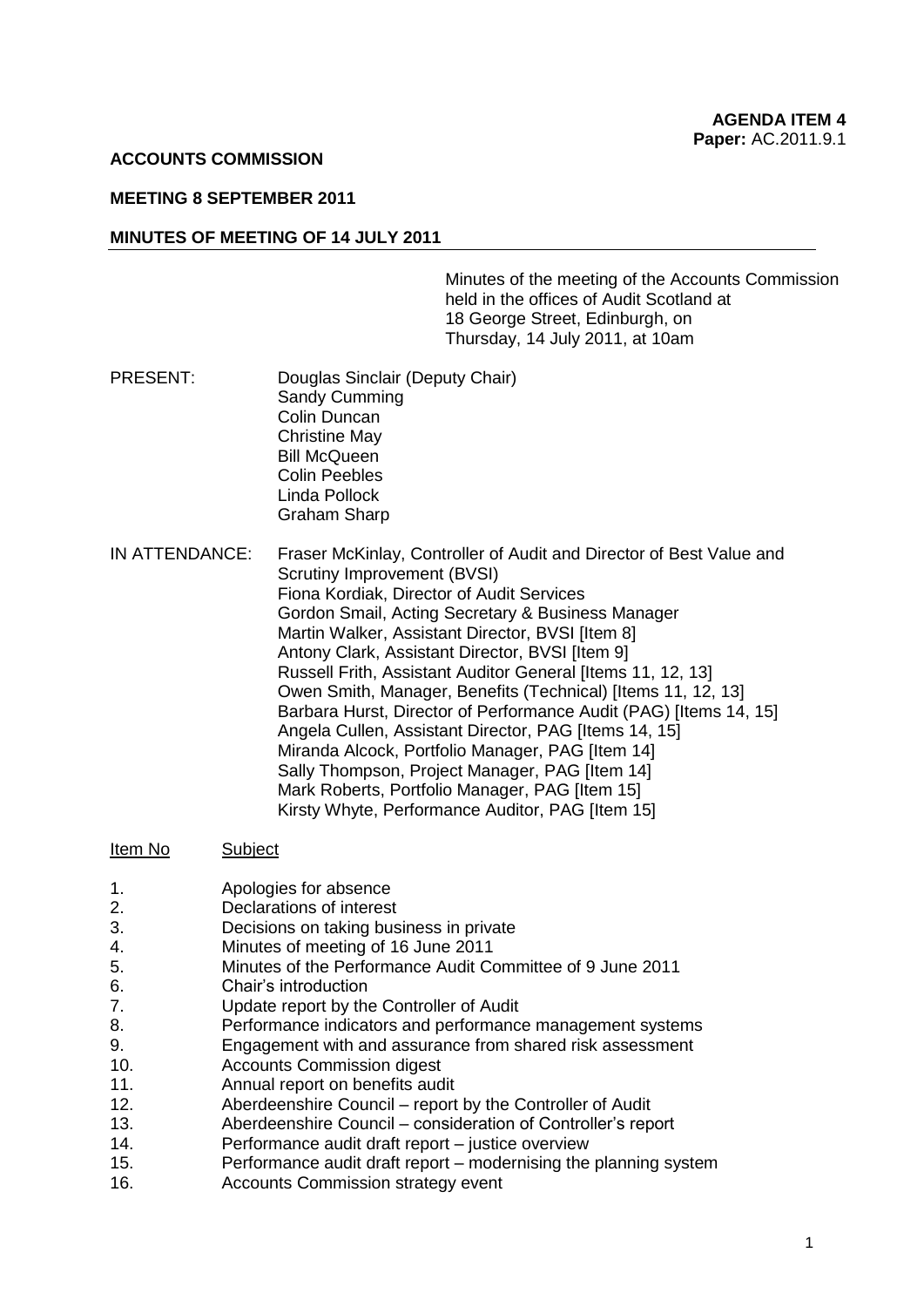**AGENDA ITEM 4**
**Paper:** AC.2011.9.1

**ACCOUNTS COMMISSION**

**MEETING 8 SEPTEMBER 2011**

**MINUTES OF MEETING OF 14 JULY 2011**

Minutes of the meeting of the Accounts Commission held in the offices of Audit Scotland at 18 George Street, Edinburgh, on Thursday, 14 July 2011, at 10am

PRESENT:
Douglas Sinclair (Deputy Chair)
Sandy Cumming
Colin Duncan
Christine May
Bill McQueen
Colin Peebles
Linda Pollock
Graham Sharp

IN ATTENDANCE:
Fraser McKinlay, Controller of Audit and Director of Best Value and Scrutiny Improvement (BVSI)
Fiona Kordiak, Director of Audit Services
Gordon Smail, Acting Secretary & Business Manager
Martin Walker, Assistant Director, BVSI [Item 8]
Antony Clark, Assistant Director, BVSI [Item 9]
Russell Frith, Assistant Auditor General [Items 11, 12, 13]
Owen Smith, Manager, Benefits (Technical) [Items 11, 12, 13]
Barbara Hurst, Director of Performance Audit (PAG) [Items 14, 15]
Angela Cullen, Assistant Director, PAG [Items 14, 15]
Miranda Alcock, Portfolio Manager, PAG [Item 14]
Sally Thompson, Project Manager, PAG [Item 14]
Mark Roberts, Portfolio Manager, PAG [Item 15]
Kirsty Whyte, Performance Auditor, PAG [Item 15]

| Item No | Subject |
|---|---|
| 1. | Apologies for absence |
| 2. | Declarations of interest |
| 3. | Decisions on taking business in private |
| 4. | Minutes of meeting of 16 June 2011 |
| 5. | Minutes of the Performance Audit Committee of 9 June 2011 |
| 6. | Chair's introduction |
| 7. | Update report by the Controller of Audit |
| 8. | Performance indicators and performance management systems |
| 9. | Engagement with and assurance from shared risk assessment |
| 10. | Accounts Commission digest |
| 11. | Annual report on benefits audit |
| 12. | Aberdeenshire Council – report by the Controller of Audit |
| 13. | Aberdeenshire Council – consideration of Controller's report |
| 14. | Performance audit draft report – justice overview |
| 15. | Performance audit draft report – modernising the planning system |
| 16. | Accounts Commission strategy event |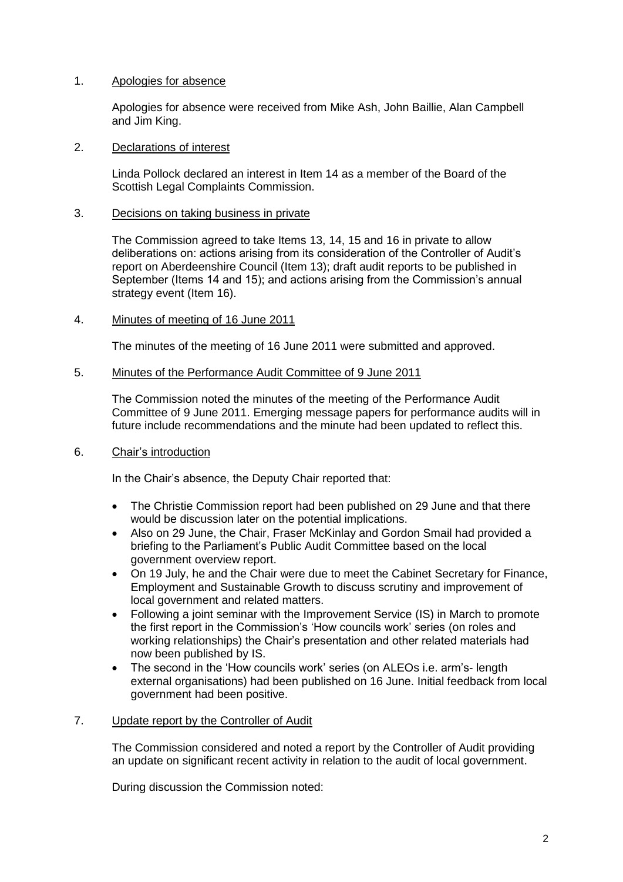1. Apologies for absence

   Apologies for absence were received from Mike Ash, John Baillie, Alan Campbell and Jim King.

2. Declarations of interest

   Linda Pollock declared an interest in Item 14 as a member of the Board of the Scottish Legal Complaints Commission.

3. Decisions on taking business in private

   The Commission agreed to take Items 13, 14, 15 and 16 in private to allow deliberations on: actions arising from its consideration of the Controller of Audit's report on Aberdeenshire Council (Item 13); draft audit reports to be published in September (Items 14 and 15); and actions arising from the Commission's annual strategy event (Item 16).

4. Minutes of meeting of 16 June 2011

   The minutes of the meeting of 16 June 2011 were submitted and approved.

5. Minutes of the Performance Audit Committee of 9 June 2011

   The Commission noted the minutes of the meeting of the Performance Audit Committee of 9 June 2011. Emerging message papers for performance audits will in future include recommendations and the minute had been updated to reflect this.

6. Chair's introduction

   In the Chair's absence, the Deputy Chair reported that:

   - The Christie Commission report had been published on 29 June and that there would be discussion later on the potential implications.
   - Also on 29 June, the Chair, Fraser McKinlay and Gordon Smail had provided a briefing to the Parliament's Public Audit Committee based on the local government overview report.
   - On 19 July, he and the Chair were due to meet the Cabinet Secretary for Finance, Employment and Sustainable Growth to discuss scrutiny and improvement of local government and related matters.
   - Following a joint seminar with the Improvement Service (IS) in March to promote the first report in the Commission's 'How councils work' series (on roles and working relationships) the Chair's presentation and other related materials had now been published by IS.
   - The second in the 'How councils work' series (on ALEOs i.e. arm's- length external organisations) had been published on 16 June. Initial feedback from local government had been positive.

7. Update report by the Controller of Audit

   The Commission considered and noted a report by the Controller of Audit providing an update on significant recent activity in relation to the audit of local government.

   During discussion the Commission noted: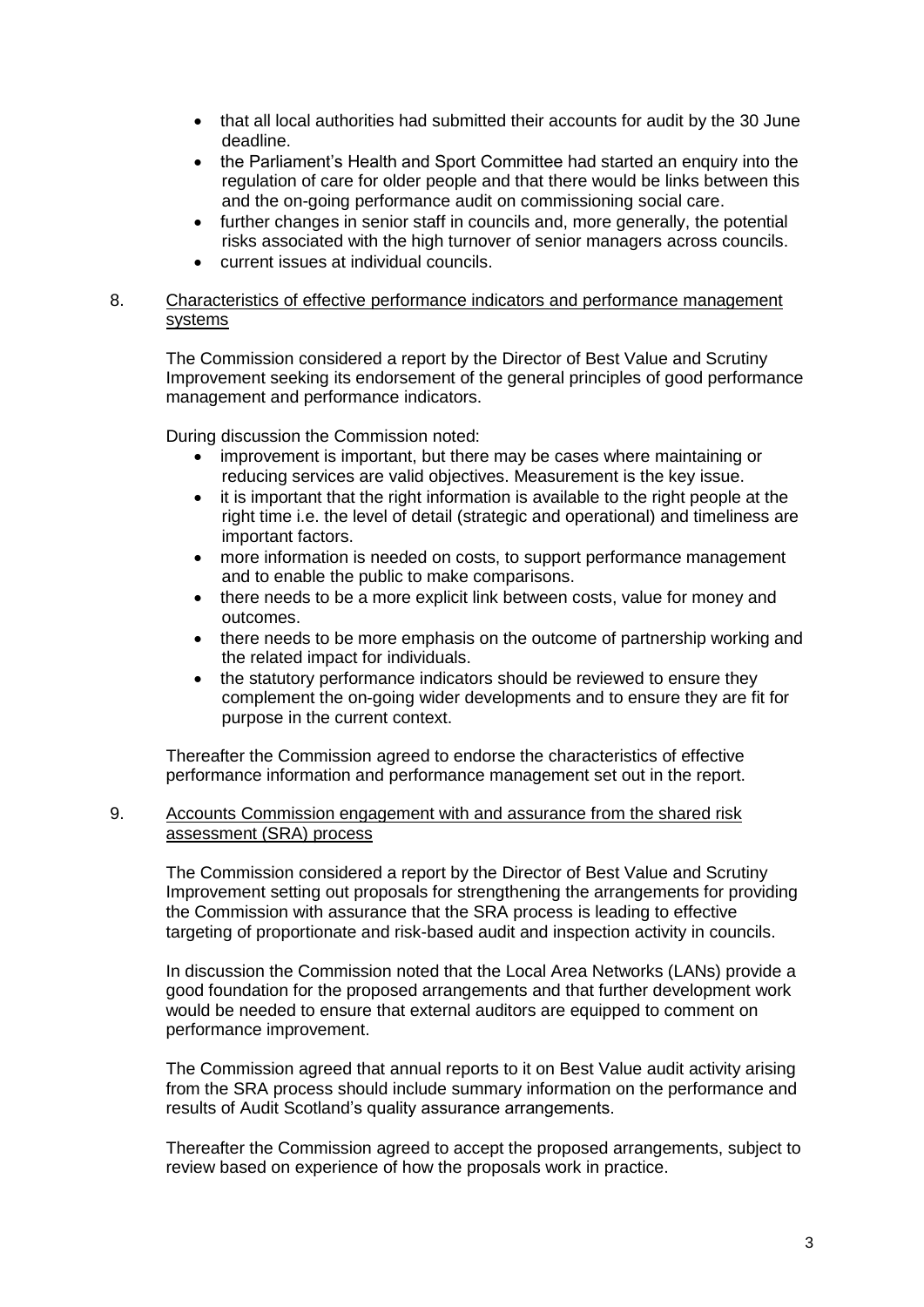- that all local authorities had submitted their accounts for audit by the 30 June deadline.
- the Parliament's Health and Sport Committee had started an enquiry into the regulation of care for older people and that there would be links between this and the on-going performance audit on commissioning social care.
- further changes in senior staff in councils and, more generally, the potential risks associated with the high turnover of senior managers across councils.
- current issues at individual councils.

8. Characteristics of effective performance indicators and performance management systems

The Commission considered a report by the Director of Best Value and Scrutiny Improvement seeking its endorsement of the general principles of good performance management and performance indicators.

During discussion the Commission noted:

- improvement is important, but there may be cases where maintaining or reducing services are valid objectives. Measurement is the key issue.
- it is important that the right information is available to the right people at the right time i.e. the level of detail (strategic and operational) and timeliness are important factors.
- more information is needed on costs, to support performance management and to enable the public to make comparisons.
- there needs to be a more explicit link between costs, value for money and outcomes.
- there needs to be more emphasis on the outcome of partnership working and the related impact for individuals.
- the statutory performance indicators should be reviewed to ensure they complement the on-going wider developments and to ensure they are fit for purpose in the current context.

Thereafter the Commission agreed to endorse the characteristics of effective performance information and performance management set out in the report.

9. Accounts Commission engagement with and assurance from the shared risk assessment (SRA) process

The Commission considered a report by the Director of Best Value and Scrutiny Improvement setting out proposals for strengthening the arrangements for providing the Commission with assurance that the SRA process is leading to effective targeting of proportionate and risk-based audit and inspection activity in councils.

In discussion the Commission noted that the Local Area Networks (LANs) provide a good foundation for the proposed arrangements and that further development work would be needed to ensure that external auditors are equipped to comment on performance improvement.

The Commission agreed that annual reports to it on Best Value audit activity arising from the SRA process should include summary information on the performance and results of Audit Scotland's quality assurance arrangements.

Thereafter the Commission agreed to accept the proposed arrangements, subject to review based on experience of how the proposals work in practice.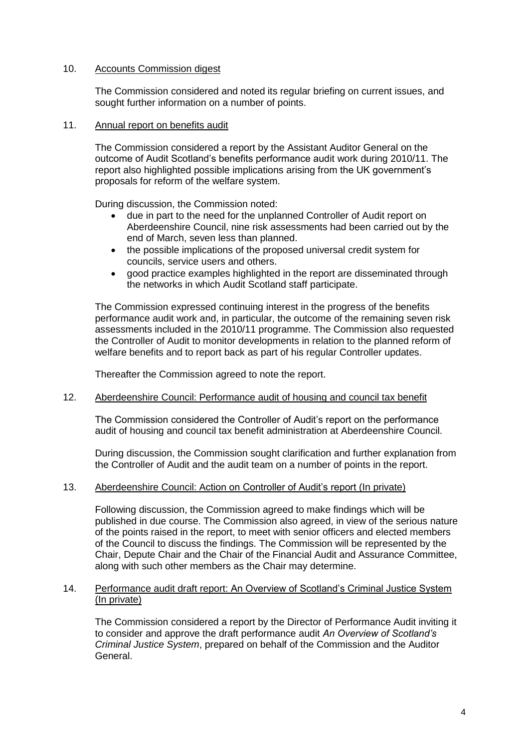10. Accounts Commission digest

The Commission considered and noted its regular briefing on current issues, and sought further information on a number of points.

11. Annual report on benefits audit

The Commission considered a report by the Assistant Auditor General on the outcome of Audit Scotland's benefits performance audit work during 2010/11. The report also highlighted possible implications arising from the UK government's proposals for reform of the welfare system.

During discussion, the Commission noted:

- due in part to the need for the unplanned Controller of Audit report on Aberdeenshire Council, nine risk assessments had been carried out by the end of March, seven less than planned.
- the possible implications of the proposed universal credit system for councils, service users and others.
- good practice examples highlighted in the report are disseminated through the networks in which Audit Scotland staff participate.

The Commission expressed continuing interest in the progress of the benefits performance audit work and, in particular, the outcome of the remaining seven risk assessments included in the 2010/11 programme. The Commission also requested the Controller of Audit to monitor developments in relation to the planned reform of welfare benefits and to report back as part of his regular Controller updates.

Thereafter the Commission agreed to note the report.

12. Aberdeenshire Council: Performance audit of housing and council tax benefit

The Commission considered the Controller of Audit's report on the performance audit of housing and council tax benefit administration at Aberdeenshire Council.

During discussion, the Commission sought clarification and further explanation from the Controller of Audit and the audit team on a number of points in the report.

13. Aberdeenshire Council: Action on Controller of Audit's report (In private)

Following discussion, the Commission agreed to make findings which will be published in due course. The Commission also agreed, in view of the serious nature of the points raised in the report, to meet with senior officers and elected members of the Council to discuss the findings. The Commission will be represented by the Chair, Depute Chair and the Chair of the Financial Audit and Assurance Committee, along with such other members as the Chair may determine.

14. Performance audit draft report: An Overview of Scotland's Criminal Justice System (In private)

The Commission considered a report by the Director of Performance Audit inviting it to consider and approve the draft performance audit *An Overview of Scotland's Criminal Justice System*, prepared on behalf of the Commission and the Auditor General.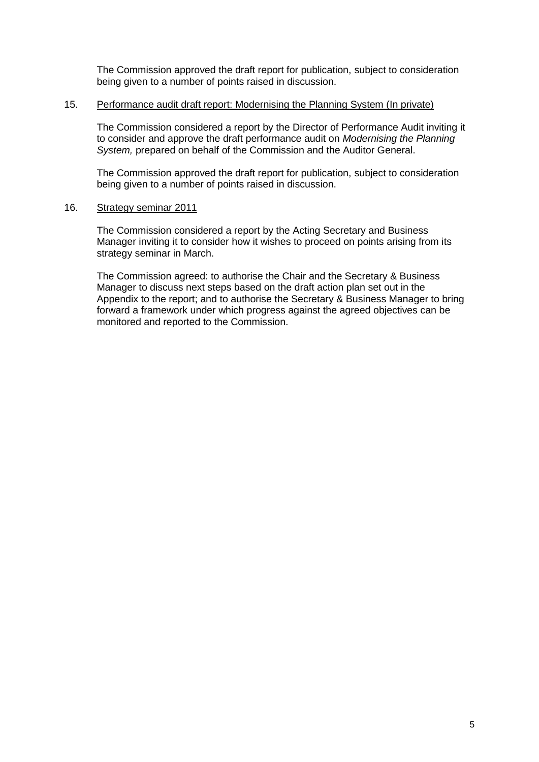The Commission approved the draft report for publication, subject to consideration being given to a number of points raised in discussion.

15. Performance audit draft report: Modernising the Planning System (In private)

The Commission considered a report by the Director of Performance Audit inviting it to consider and approve the draft performance audit on *Modernising the Planning System,* prepared on behalf of the Commission and the Auditor General.

The Commission approved the draft report for publication, subject to consideration being given to a number of points raised in discussion.

16. Strategy seminar 2011

The Commission considered a report by the Acting Secretary and Business Manager inviting it to consider how it wishes to proceed on points arising from its strategy seminar in March.

The Commission agreed: to authorise the Chair and the Secretary & Business Manager to discuss next steps based on the draft action plan set out in the Appendix to the report; and to authorise the Secretary & Business Manager to bring forward a framework under which progress against the agreed objectives can be monitored and reported to the Commission.